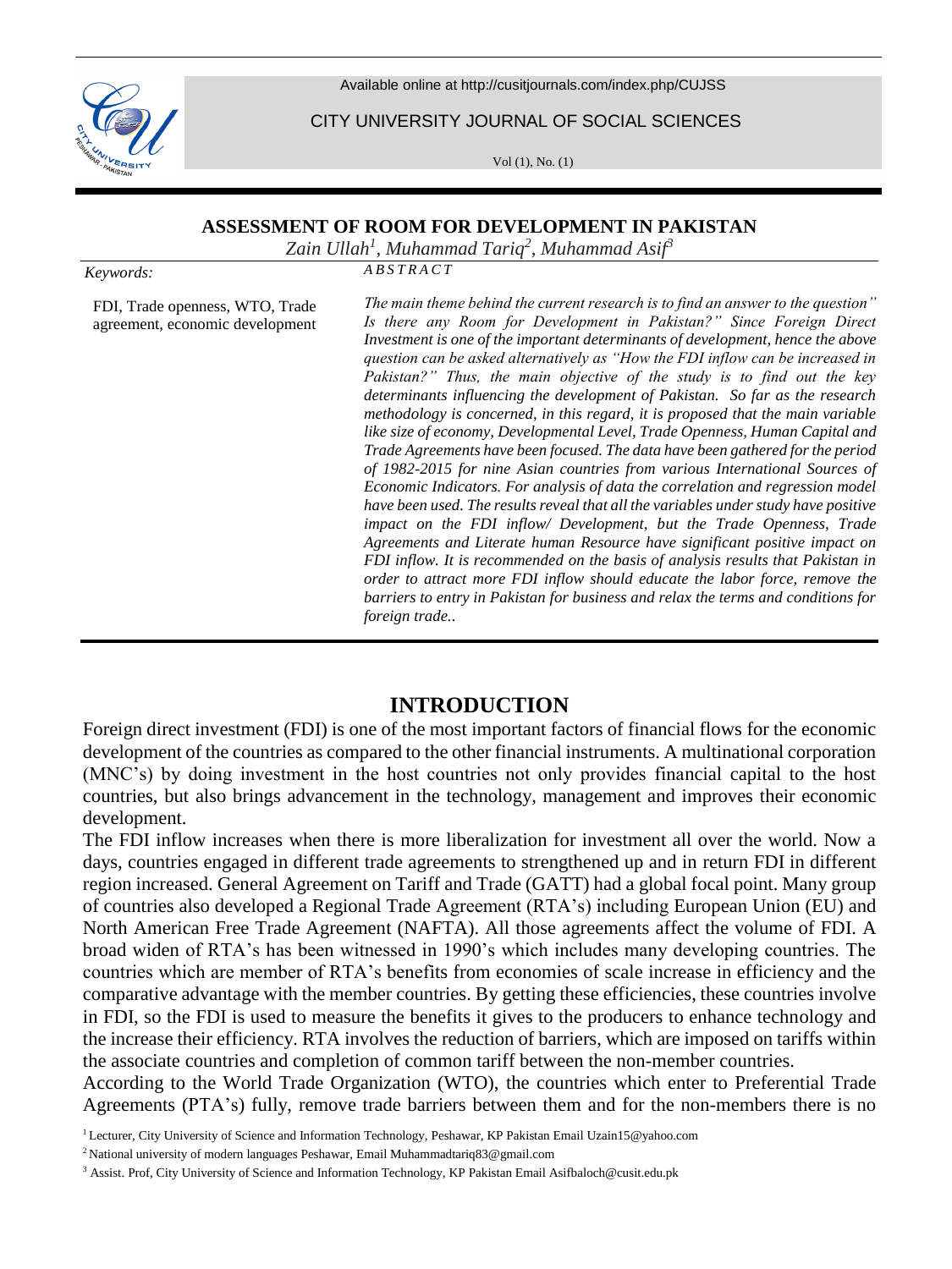# ASSESSMENT OF ROOM FOR DEVELOPMENT IN PAKISTAN

*Zain Ullah[1], Muhammad Tariq[2], Muhammad Asif[3]*

*Keywords:*

FDI, Trade openness, WTO, Trade agreement, economic development

*ABSTRACT*

*The main theme behind the current research is to find an answer to the question" Is there any Room for Development in Pakistan?" Since Foreign Direct Investment is one of the important determinants of development, hence the above question can be asked alternatively as "How the FDI inflow can be increased in Pakistan?" Thus, the main objective of the study is to find out the key determinants influencing the development of Pakistan. So far as the research methodology is concerned, in this regard, it is proposed that the main variable like size of economy, Developmental Level, Trade Openness, Human Capital and Trade Agreements have been focused. The data have been gathered for the period of 1982-2015 for nine Asian countries from various International Sources of Economic Indicators. For analysis of data the correlation and regression model have been used. The results reveal that all the variables under study have positive impact on the FDI inflow/ Development, but the Trade Openness, Trade Agreements and Literate human Resource have significant positive impact on FDI inflow. It is recommended on the basis of analysis results that Pakistan in order to attract more FDI inflow should educate the labor force, remove the barriers to entry in Pakistan for business and relax the terms and conditions for foreign trade..*

## INTRODUCTION

Foreign direct investment (FDI) is one of the most important factors of financial flows for the economic development of the countries as compared to the other financial instruments. A multinational corporation (MNC's) by doing investment in the host countries not only provides financial capital to the host countries, but also brings advancement in the technology, management and improves their economic development.

The FDI inflow increases when there is more liberalization for investment all over the world. Now a days, countries engaged in different trade agreements to strengthened up and in return FDI in different region increased. General Agreement on Tariff and Trade (GATT) had a global focal point. Many group of countries also developed a Regional Trade Agreement (RTA's) including European Union (EU) and North American Free Trade Agreement (NAFTA). All those agreements affect the volume of FDI. A broad widen of RTA's has been witnessed in 1990's which includes many developing countries. The countries which are member of RTA's benefits from economies of scale increase in efficiency and the comparative advantage with the member countries. By getting these efficiencies, these countries involve in FDI, so the FDI is used to measure the benefits it gives to the producers to enhance technology and the increase their efficiency. RTA involves the reduction of barriers, which are imposed on tariffs within the associate countries and completion of common tariff between the non-member countries.

According to the World Trade Organization (WTO), the countries which enter to Preferential Trade Agreements (PTA's) fully, remove trade barriers between them and for the non-members there is no

[1] Lecturer, City University of Science and Information Technology, Peshawar, KP Pakistan Email Uzain15@yahoo.com

[2] National university of modern languages Peshawar, Email Muhammadtariq83@gmail.com

[3] Assist. Prof, City University of Science and Information Technology, KP Pakistan Email Asifbaloch@cusit.edu.pk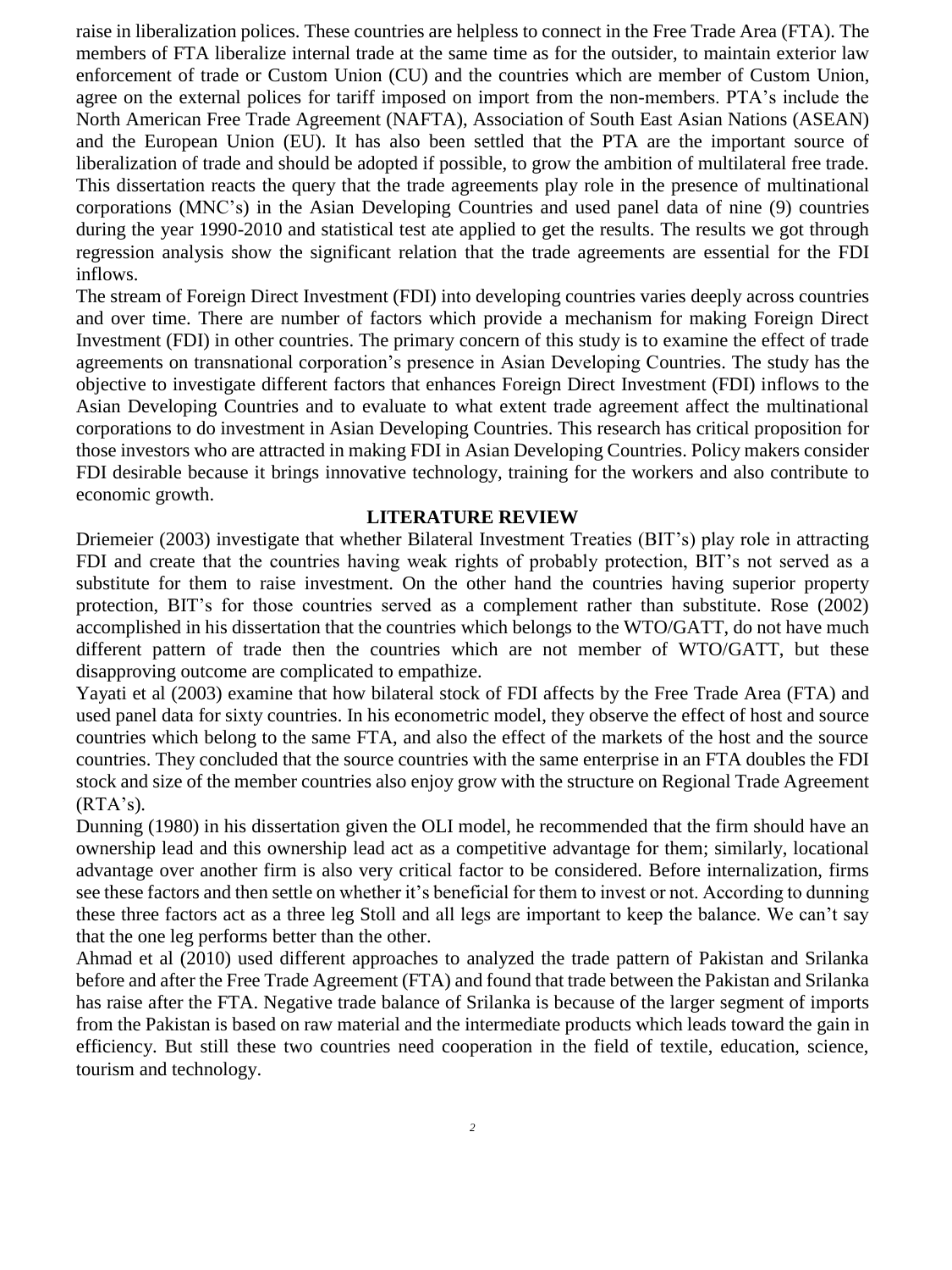raise in liberalization polices. These countries are helpless to connect in the Free Trade Area (FTA). The members of FTA liberalize internal trade at the same time as for the outsider, to maintain exterior law enforcement of trade or Custom Union (CU) and the countries which are member of Custom Union, agree on the external polices for tariff imposed on import from the non-members. PTA's include the North American Free Trade Agreement (NAFTA), Association of South East Asian Nations (ASEAN) and the European Union (EU). It has also been settled that the PTA are the important source of liberalization of trade and should be adopted if possible, to grow the ambition of multilateral free trade. This dissertation reacts the query that the trade agreements play role in the presence of multinational corporations (MNC's) in the Asian Developing Countries and used panel data of nine (9) countries during the year 1990-2010 and statistical test ate applied to get the results. The results we got through regression analysis show the significant relation that the trade agreements are essential for the FDI inflows.

The stream of Foreign Direct Investment (FDI) into developing countries varies deeply across countries and over time. There are number of factors which provide a mechanism for making Foreign Direct Investment (FDI) in other countries. The primary concern of this study is to examine the effect of trade agreements on transnational corporation's presence in Asian Developing Countries. The study has the objective to investigate different factors that enhances Foreign Direct Investment (FDI) inflows to the Asian Developing Countries and to evaluate to what extent trade agreement affect the multinational corporations to do investment in Asian Developing Countries. This research has critical proposition for those investors who are attracted in making FDI in Asian Developing Countries. Policy makers consider FDI desirable because it brings innovative technology, training for the workers and also contribute to economic growth.

## LITERATURE REVIEW

Driemeier (2003) investigate that whether Bilateral Investment Treaties (BIT's) play role in attracting FDI and create that the countries having weak rights of probably protection, BIT's not served as a substitute for them to raise investment. On the other hand the countries having superior property protection, BIT's for those countries served as a complement rather than substitute. Rose (2002) accomplished in his dissertation that the countries which belongs to the WTO/GATT, do not have much different pattern of trade then the countries which are not member of WTO/GATT, but these disapproving outcome are complicated to empathize.

Yayati et al (2003) examine that how bilateral stock of FDI affects by the Free Trade Area (FTA) and used panel data for sixty countries. In his econometric model, they observe the effect of host and source countries which belong to the same FTA, and also the effect of the markets of the host and the source countries. They concluded that the source countries with the same enterprise in an FTA doubles the FDI stock and size of the member countries also enjoy grow with the structure on Regional Trade Agreement (RTA's).

Dunning (1980) in his dissertation given the OLI model, he recommended that the firm should have an ownership lead and this ownership lead act as a competitive advantage for them; similarly, locational advantage over another firm is also very critical factor to be considered. Before internalization, firms see these factors and then settle on whether it's beneficial for them to invest or not. According to dunning these three factors act as a three leg Stoll and all legs are important to keep the balance. We can't say that the one leg performs better than the other.

Ahmad et al (2010) used different approaches to analyzed the trade pattern of Pakistan and Srilanka before and after the Free Trade Agreement (FTA) and found that trade between the Pakistan and Srilanka has raise after the FTA. Negative trade balance of Srilanka is because of the larger segment of imports from the Pakistan is based on raw material and the intermediate products which leads toward the gain in efficiency. But still these two countries need cooperation in the field of textile, education, science, tourism and technology.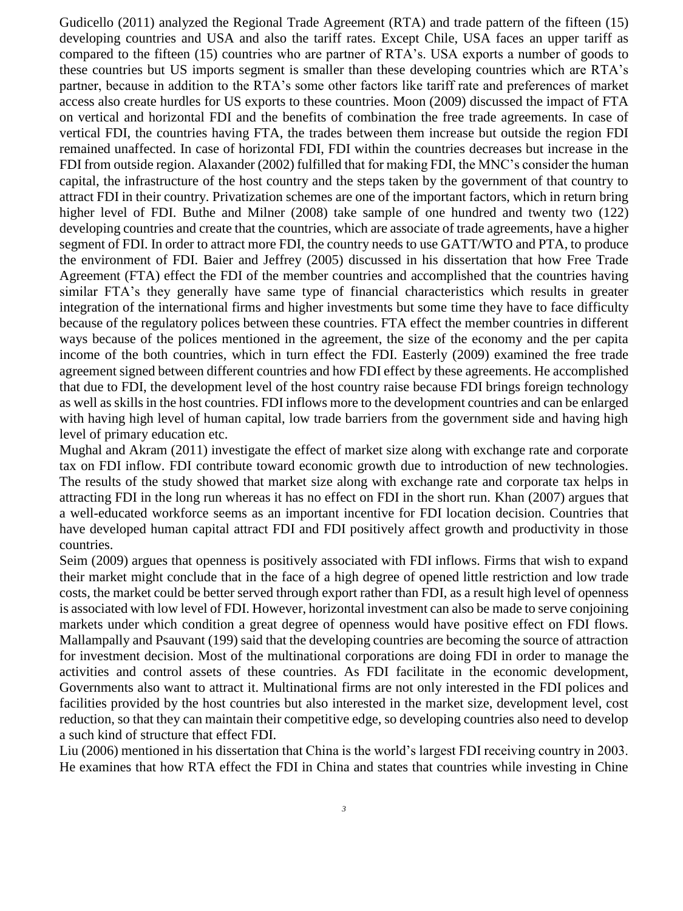Gudicello (2011) analyzed the Regional Trade Agreement (RTA) and trade pattern of the fifteen (15) developing countries and USA and also the tariff rates. Except Chile, USA faces an upper tariff as compared to the fifteen (15) countries who are partner of RTA's. USA exports a number of goods to these countries but US imports segment is smaller than these developing countries which are RTA's partner, because in addition to the RTA's some other factors like tariff rate and preferences of market access also create hurdles for US exports to these countries. Moon (2009) discussed the impact of FTA on vertical and horizontal FDI and the benefits of combination the free trade agreements. In case of vertical FDI, the countries having FTA, the trades between them increase but outside the region FDI remained unaffected. In case of horizontal FDI, FDI within the countries decreases but increase in the FDI from outside region. Alaxander (2002) fulfilled that for making FDI, the MNC's consider the human capital, the infrastructure of the host country and the steps taken by the government of that country to attract FDI in their country. Privatization schemes are one of the important factors, which in return bring higher level of FDI. Buthe and Milner (2008) take sample of one hundred and twenty two (122) developing countries and create that the countries, which are associate of trade agreements, have a higher segment of FDI. In order to attract more FDI, the country needs to use GATT/WTO and PTA, to produce the environment of FDI. Baier and Jeffrey (2005) discussed in his dissertation that how Free Trade Agreement (FTA) effect the FDI of the member countries and accomplished that the countries having similar FTA's they generally have same type of financial characteristics which results in greater integration of the international firms and higher investments but some time they have to face difficulty because of the regulatory polices between these countries. FTA effect the member countries in different ways because of the polices mentioned in the agreement, the size of the economy and the per capita income of the both countries, which in turn effect the FDI. Easterly (2009) examined the free trade agreement signed between different countries and how FDI effect by these agreements. He accomplished that due to FDI, the development level of the host country raise because FDI brings foreign technology as well as skills in the host countries. FDI inflows more to the development countries and can be enlarged with having high level of human capital, low trade barriers from the government side and having high level of primary education etc.

Mughal and Akram (2011) investigate the effect of market size along with exchange rate and corporate tax on FDI inflow. FDI contribute toward economic growth due to introduction of new technologies. The results of the study showed that market size along with exchange rate and corporate tax helps in attracting FDI in the long run whereas it has no effect on FDI in the short run. Khan (2007) argues that a well-educated workforce seems as an important incentive for FDI location decision. Countries that have developed human capital attract FDI and FDI positively affect growth and productivity in those countries.

Seim (2009) argues that openness is positively associated with FDI inflows. Firms that wish to expand their market might conclude that in the face of a high degree of opened little restriction and low trade costs, the market could be better served through export rather than FDI, as a result high level of openness is associated with low level of FDI. However, horizontal investment can also be made to serve conjoining markets under which condition a great degree of openness would have positive effect on FDI flows. Mallampally and Psauvant (199) said that the developing countries are becoming the source of attraction for investment decision. Most of the multinational corporations are doing FDI in order to manage the activities and control assets of these countries. As FDI facilitate in the economic development, Governments also want to attract it. Multinational firms are not only interested in the FDI polices and facilities provided by the host countries but also interested in the market size, development level, cost reduction, so that they can maintain their competitive edge, so developing countries also need to develop a such kind of structure that effect FDI.

Liu (2006) mentioned in his dissertation that China is the world's largest FDI receiving country in 2003. He examines that how RTA effect the FDI in China and states that countries while investing in Chine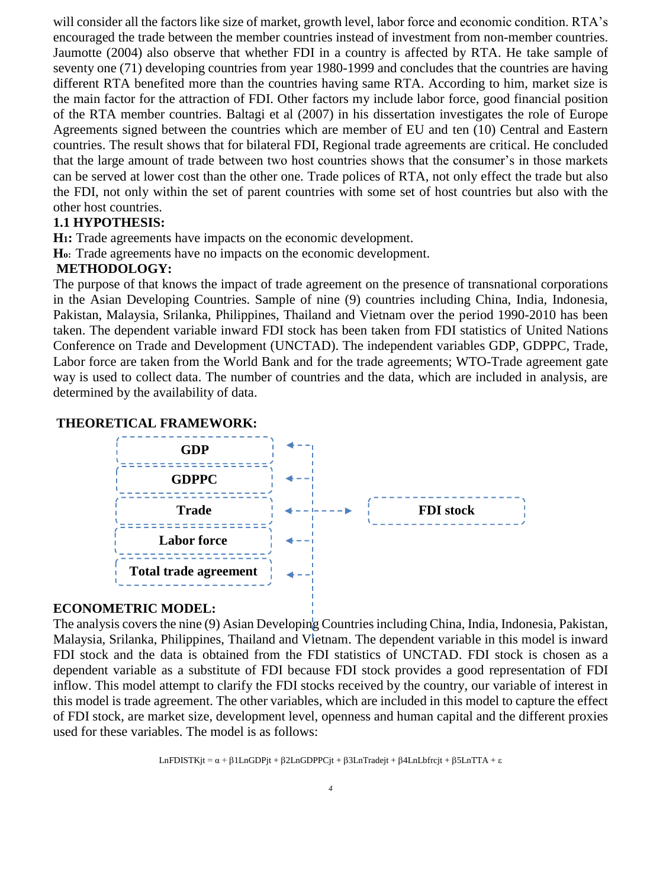will consider all the factors like size of market, growth level, labor force and economic condition. RTA's encouraged the trade between the member countries instead of investment from non-member countries. Jaumotte (2004) also observe that whether FDI in a country is affected by RTA. He take sample of seventy one (71) developing countries from year 1980-1999 and concludes that the countries are having different RTA benefited more than the countries having same RTA. According to him, market size is the main factor for the attraction of FDI. Other factors my include labor force, good financial position of the RTA member countries. Baltagi et al (2007) in his dissertation investigates the role of Europe Agreements signed between the countries which are member of EU and ten (10) Central and Eastern countries. The result shows that for bilateral FDI, Regional trade agreements are critical. He concluded that the large amount of trade between two host countries shows that the consumer's in those markets can be served at lower cost than the other one. Trade polices of RTA, not only effect the trade but also the FDI, not only within the set of parent countries with some set of host countries but also with the other host countries.

### 1.1 HYPOTHESIS:

**$H_1$:** Trade agreements have impacts on the economic development.

**$H_0$:** Trade agreements have no impacts on the economic development.

### METHODOLOGY:

The purpose of that knows the impact of trade agreement on the presence of transnational corporations in the Asian Developing Countries. Sample of nine (9) countries including China, India, Indonesia, Pakistan, Malaysia, Srilanka, Philippines, Thailand and Vietnam over the period 1990-2010 has been taken. The dependent variable inward FDI stock has been taken from FDI statistics of United Nations Conference on Trade and Development (UNCTAD). The independent variables GDP, GDPPC, Trade, Labor force are taken from the World Bank and for the trade agreements; WTO-Trade agreement gate way is used to collect data. The number of countries and the data, which are included in analysis, are determined by the availability of data.

### THEORETICAL FRAMEWORK:

GDP

GDPPC

Trade

Labor force

Total trade agreement

FDI stock

### ECONOMETRIC MODEL:

The analysis covers the nine (9) Asian Developing Countries including China, India, Indonesia, Pakistan, Malaysia, Srilanka, Philippines, Thailand and Vietnam. The dependent variable in this model is inward FDI stock and the data is obtained from the FDI statistics of UNCTAD. FDI stock is chosen as a dependent variable as a substitute of FDI because FDI stock provides a good representation of FDI inflow. This model attempt to clarify the FDI stocks received by the country, our variable of interest in this model is trade agreement. The other variables, which are included in this model to capture the effect of FDI stock, are market size, development level, openness and human capital and the different proxies used for these variables. The model is as follows:

$$LnFDISTK_{jt} = \alpha + \beta_1 LnGDP_{jt} + \beta_2 LnGDPPC_{jt} + \beta_3 LnTrade_{jt} + \beta_4 LnLbfrc_{jt} + \beta_5 LnTTA + \varepsilon$$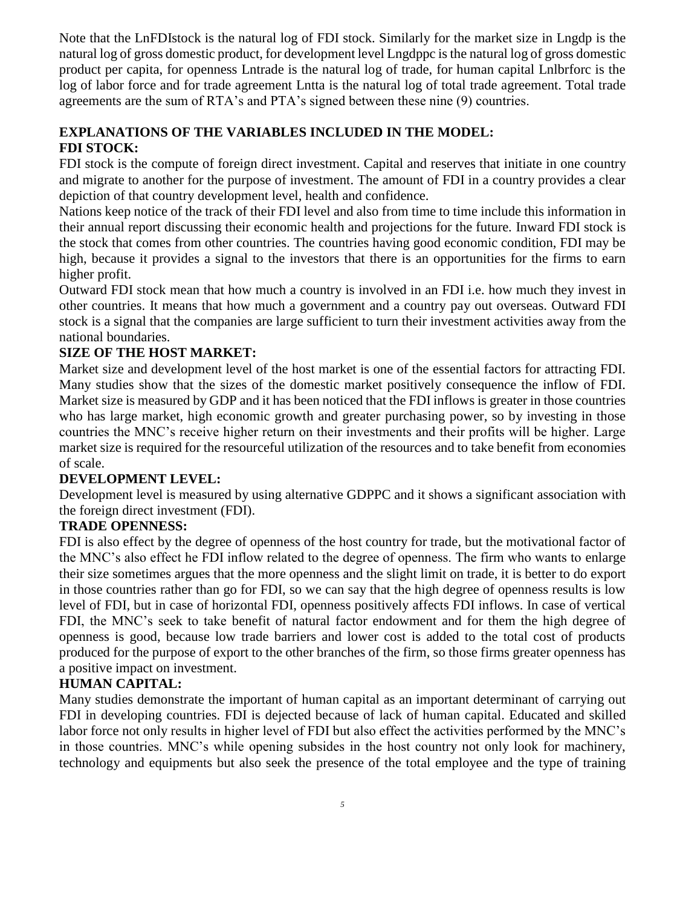Note that the LnFDIstock is the natural log of FDI stock. Similarly for the market size in Lngdp is the natural log of gross domestic product, for development level Lngdppc is the natural log of gross domestic product per capita, for openness Lntrade is the natural log of trade, for human capital Lnlbrforc is the log of labor force and for trade agreement Lntta is the natural log of total trade agreement. Total trade agreements are the sum of RTA's and PTA's signed between these nine (9) countries.

## EXPLANATIONS OF THE VARIABLES INCLUDED IN THE MODEL:

### FDI STOCK:

FDI stock is the compute of foreign direct investment. Capital and reserves that initiate in one country and migrate to another for the purpose of investment. The amount of FDI in a country provides a clear depiction of that country development level, health and confidence.

Nations keep notice of the track of their FDI level and also from time to time include this information in their annual report discussing their economic health and projections for the future. Inward FDI stock is the stock that comes from other countries. The countries having good economic condition, FDI may be high, because it provides a signal to the investors that there is an opportunities for the firms to earn higher profit.

Outward FDI stock mean that how much a country is involved in an FDI i.e. how much they invest in other countries. It means that how much a government and a country pay out overseas. Outward FDI stock is a signal that the companies are large sufficient to turn their investment activities away from the national boundaries.

### SIZE OF THE HOST MARKET:

Market size and development level of the host market is one of the essential factors for attracting FDI. Many studies show that the sizes of the domestic market positively consequence the inflow of FDI. Market size is measured by GDP and it has been noticed that the FDI inflows is greater in those countries who has large market, high economic growth and greater purchasing power, so by investing in those countries the MNC's receive higher return on their investments and their profits will be higher. Large market size is required for the resourceful utilization of the resources and to take benefit from economies of scale.

### DEVELOPMENT LEVEL:

Development level is measured by using alternative GDPPC and it shows a significant association with the foreign direct investment (FDI).

### TRADE OPENNESS:

FDI is also effect by the degree of openness of the host country for trade, but the motivational factor of the MNC's also effect he FDI inflow related to the degree of openness. The firm who wants to enlarge their size sometimes argues that the more openness and the slight limit on trade, it is better to do export in those countries rather than go for FDI, so we can say that the high degree of openness results is low level of FDI, but in case of horizontal FDI, openness positively affects FDI inflows. In case of vertical FDI, the MNC's seek to take benefit of natural factor endowment and for them the high degree of openness is good, because low trade barriers and lower cost is added to the total cost of products produced for the purpose of export to the other branches of the firm, so those firms greater openness has a positive impact on investment.

### HUMAN CAPITAL:

Many studies demonstrate the important of human capital as an important determinant of carrying out FDI in developing countries. FDI is dejected because of lack of human capital. Educated and skilled labor force not only results in higher level of FDI but also effect the activities performed by the MNC's in those countries. MNC's while opening subsides in the host country not only look for machinery, technology and equipments but also seek the presence of the total employee and the type of training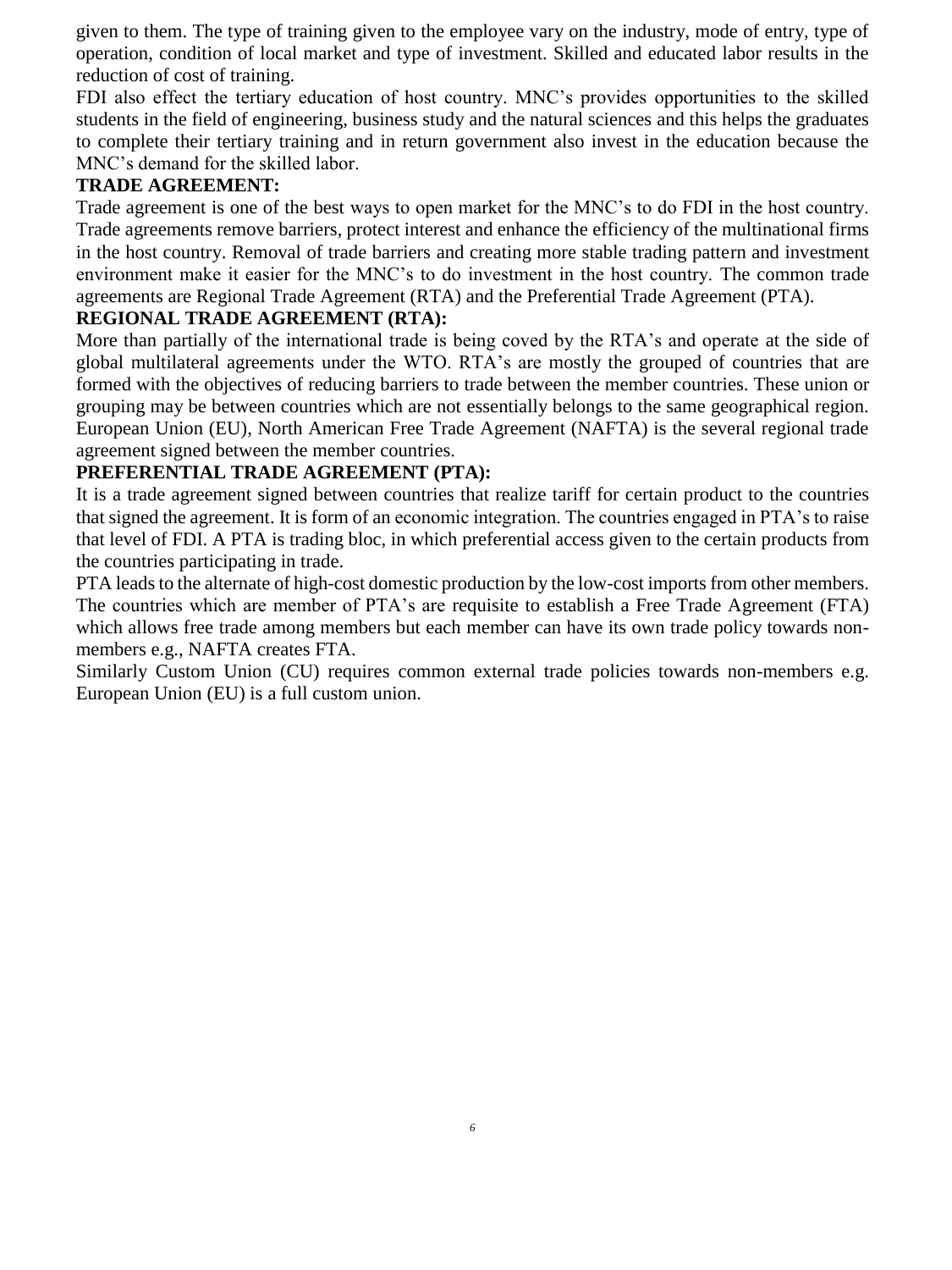given to them. The type of training given to the employee vary on the industry, mode of entry, type of operation, condition of local market and type of investment. Skilled and educated labor results in the reduction of cost of training.

FDI also effect the tertiary education of host country. MNC's provides opportunities to the skilled students in the field of engineering, business study and the natural sciences and this helps the graduates to complete their tertiary training and in return government also invest in the education because the MNC's demand for the skilled labor.

**TRADE AGREEMENT:**

Trade agreement is one of the best ways to open market for the MNC's to do FDI in the host country. Trade agreements remove barriers, protect interest and enhance the efficiency of the multinational firms in the host country. Removal of trade barriers and creating more stable trading pattern and investment environment make it easier for the MNC's to do investment in the host country. The common trade agreements are Regional Trade Agreement (RTA) and the Preferential Trade Agreement (PTA).

**REGIONAL TRADE AGREEMENT (RTA):**

More than partially of the international trade is being coved by the RTA's and operate at the side of global multilateral agreements under the WTO. RTA's are mostly the grouped of countries that are formed with the objectives of reducing barriers to trade between the member countries. These union or grouping may be between countries which are not essentially belongs to the same geographical region. European Union (EU), North American Free Trade Agreement (NAFTA) is the several regional trade agreement signed between the member countries.

**PREFERENTIAL TRADE AGREEMENT (PTA):**

It is a trade agreement signed between countries that realize tariff for certain product to the countries that signed the agreement. It is form of an economic integration. The countries engaged in PTA's to raise that level of FDI. A PTA is trading bloc, in which preferential access given to the certain products from the countries participating in trade.

PTA leads to the alternate of high-cost domestic production by the low-cost imports from other members. The countries which are member of PTA's are requisite to establish a Free Trade Agreement (FTA) which allows free trade among members but each member can have its own trade policy towards non-members e.g., NAFTA creates FTA.

Similarly Custom Union (CU) requires common external trade policies towards non-members e.g. European Union (EU) is a full custom union.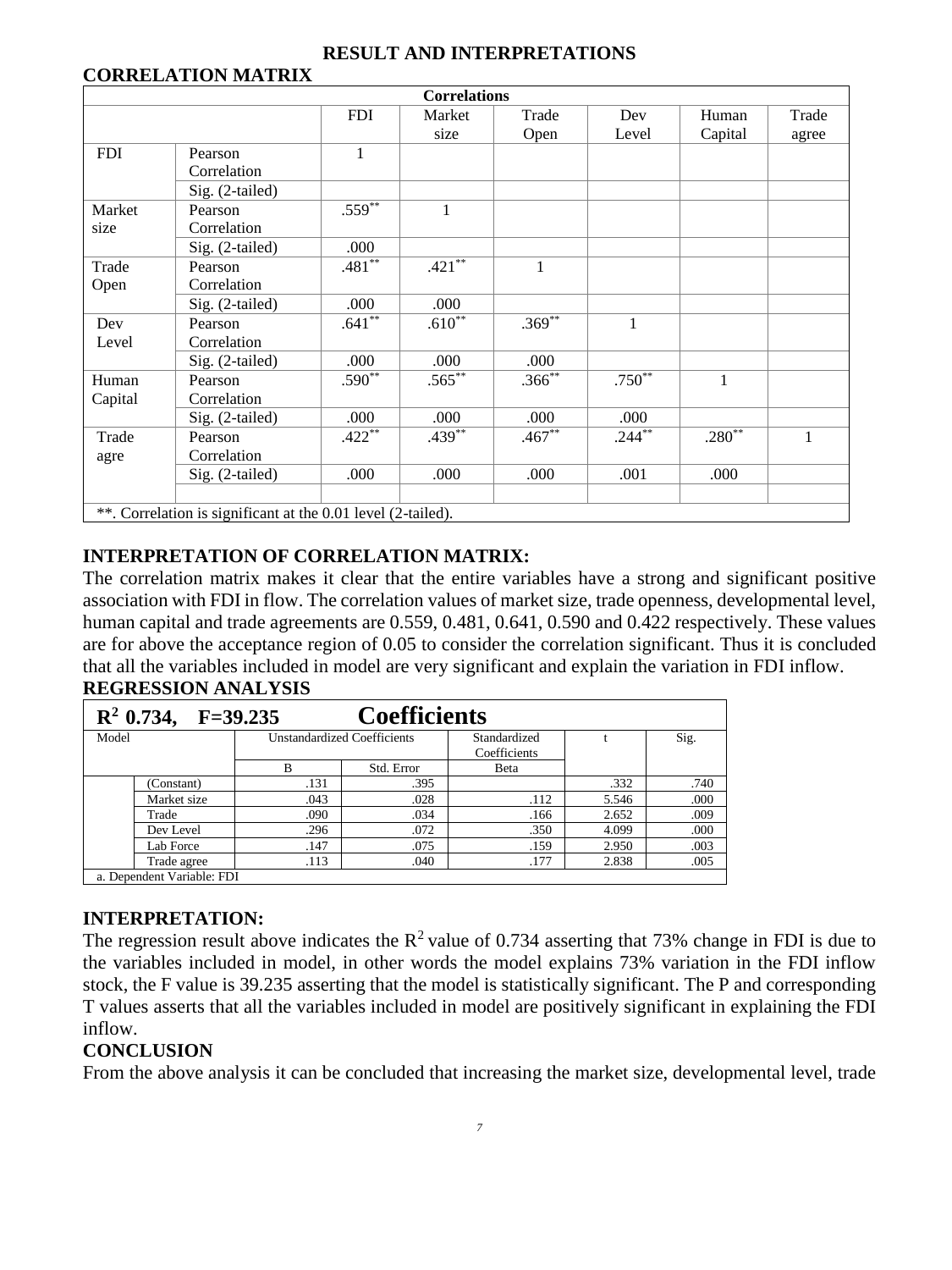## RESULT AND INTERPRETATIONS

### CORRELATION MATRIX

| Correlations | | | | | | | |
|---|---|---|---|---|---|---|---|
| | | FDI | Market size | Trade Open | Dev Level | Human Capital | Trade agree |
| FDI | Pearson Correlation | 1 | | | | | |
| | Sig. (2-tailed) | | | | | | |
| Market size | Pearson Correlation | .559** | 1 | | | | |
| | Sig. (2-tailed) | .000 | | | | | |
| Trade Open | Pearson Correlation | .481** | .421** | 1 | | | |
| | Sig. (2-tailed) | .000 | .000 | | | | |
| Dev Level | Pearson Correlation | .641** | .610** | .369** | 1 | | |
| | Sig. (2-tailed) | .000 | .000 | .000 | | | |
| Human Capital | Pearson Correlation | .590** | .565** | .366** | .750** | 1 | |
| | Sig. (2-tailed) | .000 | .000 | .000 | .000 | | |
| Trade agre | Pearson Correlation | .422** | .439** | .467** | .244** | .280** | 1 |
| | Sig. (2-tailed) | .000 | .000 | .000 | .001 | .000 | |

**. Correlation is significant at the 0.01 level (2-tailed).

### INTERPRETATION OF CORRELATION MATRIX:

The correlation matrix makes it clear that the entire variables have a strong and significant positive association with FDI in flow. The correlation values of market size, trade openness, developmental level, human capital and trade agreements are 0.559, 0.481, 0.641, 0.590 and 0.422 respectively. These values are for above the acceptance region of 0.05 to consider the correlation significant. Thus it is concluded that all the variables included in model are very significant and explain the variation in FDI inflow.

### REGRESSION ANALYSIS

**$R^2$ 0.734, F=39.235** **Coefficients**

| Model | | Unstandardized Coefficients B | Unstandardized Coefficients Std. Error | Standardized Coefficients Beta | t | Sig. |
|---|---|---|---|---|---|---|
| | (Constant) | .131 | .395 | | .332 | .740 |
| | Market size | .043 | .028 | .112 | 5.546 | .000 |
| | Trade | .090 | .034 | .166 | 2.652 | .009 |
| | Dev Level | .296 | .072 | .350 | 4.099 | .000 |
| | Lab Force | .147 | .075 | .159 | 2.950 | .003 |
| | Trade agree | .113 | .040 | .177 | 2.838 | .005 |

a. Dependent Variable: FDI

### INTERPRETATION:

The regression result above indicates the $R^2$ value of 0.734 asserting that 73% change in FDI is due to the variables included in model, in other words the model explains 73% variation in the FDI inflow stock, the F value is 39.235 asserting that the model is statistically significant. The P and corresponding T values asserts that all the variables included in model are positively significant in explaining the FDI inflow.

### CONCLUSION

From the above analysis it can be concluded that increasing the market size, developmental level, trade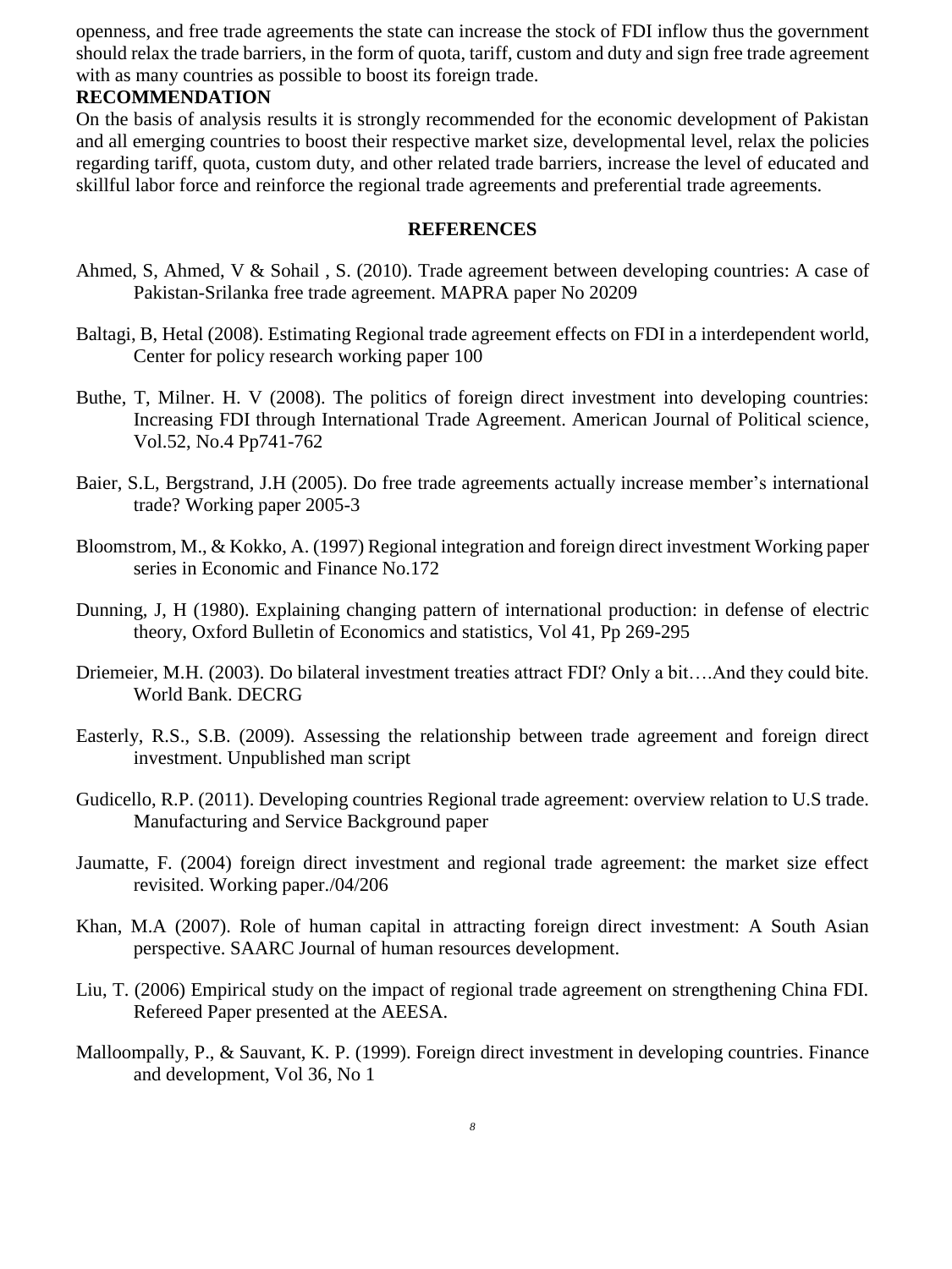openness, and free trade agreements the state can increase the stock of FDI inflow thus the government should relax the trade barriers, in the form of quota, tariff, custom and duty and sign free trade agreement with as many countries as possible to boost its foreign trade.

## RECOMMENDATION

On the basis of analysis results it is strongly recommended for the economic development of Pakistan and all emerging countries to boost their respective market size, developmental level, relax the policies regarding tariff, quota, custom duty, and other related trade barriers, increase the level of educated and skillful labor force and reinforce the regional trade agreements and preferential trade agreements.

## REFERENCES

Ahmed, S, Ahmed, V & Sohail , S. (2010). Trade agreement between developing countries: A case of Pakistan-Srilanka free trade agreement. MAPRA paper No 20209

Baltagi, B, Hetal (2008). Estimating Regional trade agreement effects on FDI in a interdependent world, Center for policy research working paper 100

Buthe, T, Milner. H. V (2008). The politics of foreign direct investment into developing countries: Increasing FDI through International Trade Agreement. American Journal of Political science, Vol.52, No.4 Pp741-762

Baier, S.L, Bergstrand, J.H (2005). Do free trade agreements actually increase member's international trade? Working paper 2005-3

Bloomstrom, M., & Kokko, A. (1997) Regional integration and foreign direct investment Working paper series in Economic and Finance No.172

Dunning, J, H (1980). Explaining changing pattern of international production: in defense of electric theory, Oxford Bulletin of Economics and statistics, Vol 41, Pp 269-295

Driemeier, M.H. (2003). Do bilateral investment treaties attract FDI? Only a bit….And they could bite. World Bank. DECRG

Easterly, R.S., S.B. (2009). Assessing the relationship between trade agreement and foreign direct investment. Unpublished man script

Gudicello, R.P. (2011). Developing countries Regional trade agreement: overview relation to U.S trade. Manufacturing and Service Background paper

Jaumatte, F. (2004) foreign direct investment and regional trade agreement: the market size effect revisited. Working paper./04/206

Khan, M.A (2007). Role of human capital in attracting foreign direct investment: A South Asian perspective. SAARC Journal of human resources development.

Liu, T. (2006) Empirical study on the impact of regional trade agreement on strengthening China FDI. Refereed Paper presented at the AEESA.

Malloompally, P., & Sauvant, K. P. (1999). Foreign direct investment in developing countries. Finance and development, Vol 36, No 1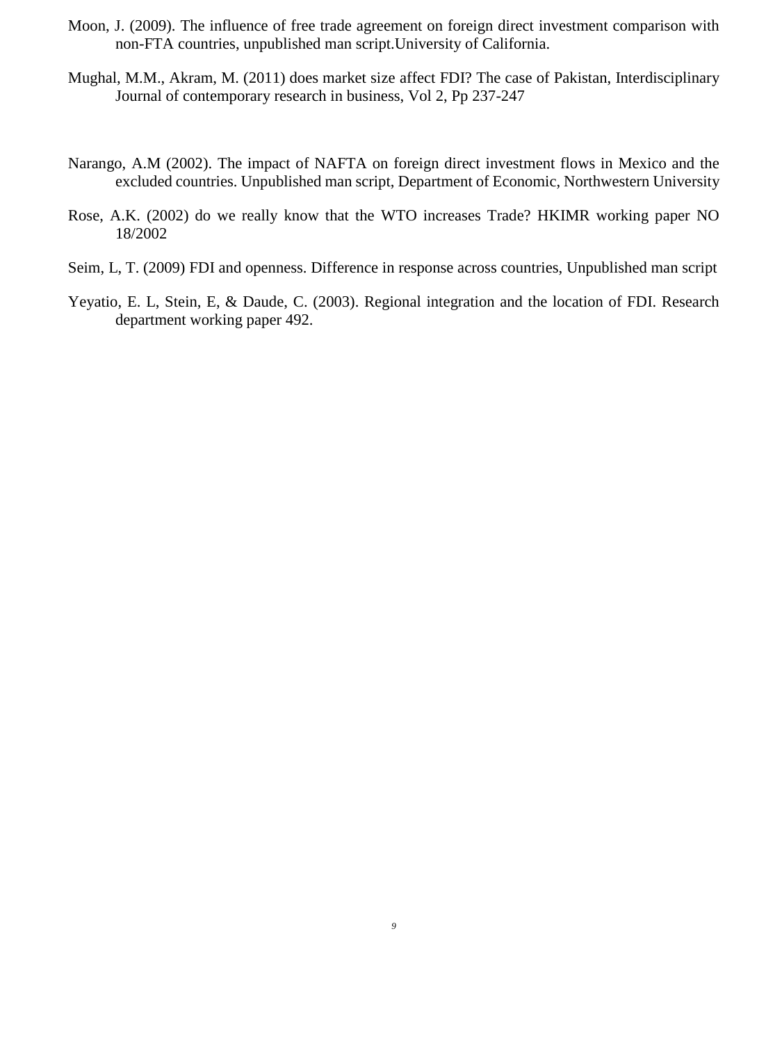Moon, J. (2009). The influence of free trade agreement on foreign direct investment comparison with non-FTA countries, unpublished man script.University of California.

Mughal, M.M., Akram, M. (2011) does market size affect FDI? The case of Pakistan, Interdisciplinary Journal of contemporary research in business, Vol 2, Pp 237-247

Narango, A.M (2002). The impact of NAFTA on foreign direct investment flows in Mexico and the excluded countries. Unpublished man script, Department of Economic, Northwestern University

Rose, A.K. (2002) do we really know that the WTO increases Trade? HKIMR working paper NO 18/2002

Seim, L, T. (2009) FDI and openness. Difference in response across countries, Unpublished man script

Yeyatio, E. L, Stein, E, & Daude, C. (2003). Regional integration and the location of FDI. Research department working paper 492.